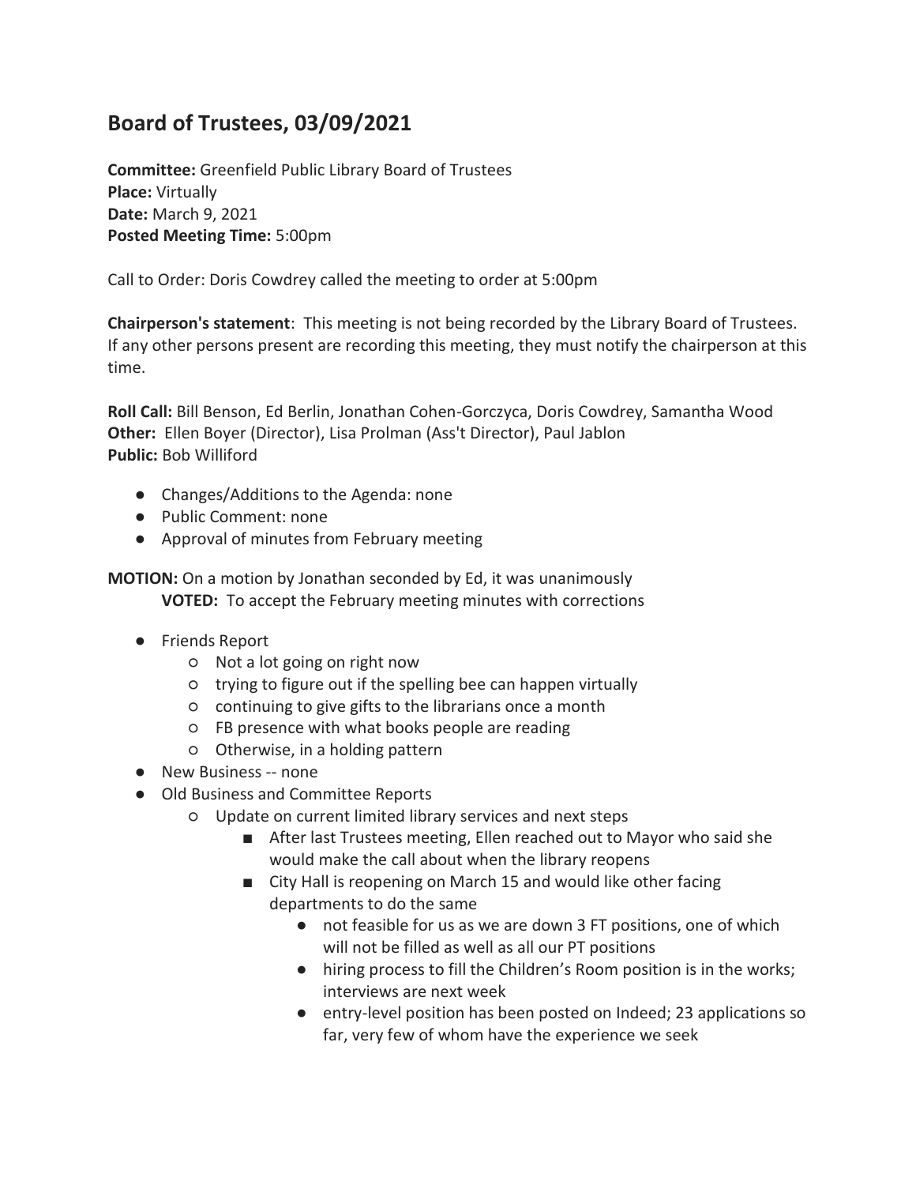# Board of Trustees, 03/09/2021

**Committee:** Greenfield Public Library Board of Trustees
**Place:** Virtually
**Date:** March 9, 2021
**Posted Meeting Time:** 5:00pm

Call to Order: Doris Cowdrey called the meeting to order at 5:00pm

**Chairperson's statement**: This meeting is not being recorded by the Library Board of Trustees. If any other persons present are recording this meeting, they must notify the chairperson at this time.

**Roll Call:** Bill Benson, Ed Berlin, Jonathan Cohen-Gorczyca, Doris Cowdrey, Samantha Wood
**Other:** Ellen Boyer (Director), Lisa Prolman (Ass't Director), Paul Jablon
**Public:** Bob Williford

- Changes/Additions to the Agenda: none
- Public Comment: none
- Approval of minutes from February meeting

**MOTION:** On a motion by Jonathan seconded by Ed, it was unanimously
**VOTED:** To accept the February meeting minutes with corrections

- Friends Report
  - Not a lot going on right now
  - trying to figure out if the spelling bee can happen virtually
  - continuing to give gifts to the librarians once a month
  - FB presence with what books people are reading
  - Otherwise, in a holding pattern
- New Business -- none
- Old Business and Committee Reports
  - Update on current limited library services and next steps
    - After last Trustees meeting, Ellen reached out to Mayor who said she would make the call about when the library reopens
    - City Hall is reopening on March 15 and would like other facing departments to do the same
      - not feasible for us as we are down 3 FT positions, one of which will not be filled as well as all our PT positions
      - hiring process to fill the Children's Room position is in the works; interviews are next week
      - entry-level position has been posted on Indeed; 23 applications so far, very few of whom have the experience we seek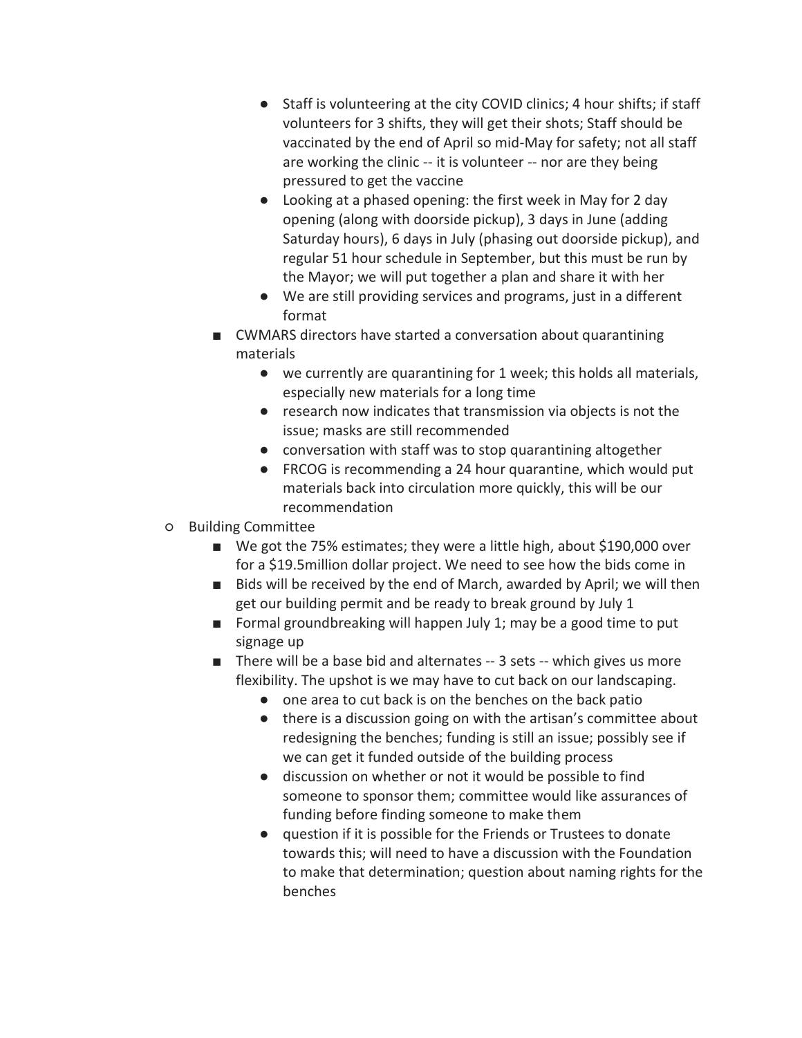- Staff is volunteering at the city COVID clinics; 4 hour shifts; if staff volunteers for 3 shifts, they will get their shots; Staff should be vaccinated by the end of April so mid-May for safety; not all staff are working the clinic -- it is volunteer -- nor are they being pressured to get the vaccine
      - Looking at a phased opening: the first week in May for 2 day opening (along with doorside pickup), 3 days in June (adding Saturday hours), 6 days in July (phasing out doorside pickup), and regular 51 hour schedule in September, but this must be run by the Mayor; we will put together a plan and share it with her
      - We are still providing services and programs, just in a different format
    - CWMARS directors have started a conversation about quarantining materials
      - we currently are quarantining for 1 week; this holds all materials, especially new materials for a long time
      - research now indicates that transmission via objects is not the issue; masks are still recommended
      - conversation with staff was to stop quarantining altogether
      - FRCOG is recommending a 24 hour quarantine, which would put materials back into circulation more quickly, this will be our recommendation
  - Building Committee
    - We got the 75% estimates; they were a little high, about $190,000 over for a $19.5million dollar project. We need to see how the bids come in
    - Bids will be received by the end of March, awarded by April; we will then get our building permit and be ready to break ground by July 1
    - Formal groundbreaking will happen July 1; may be a good time to put signage up
    - There will be a base bid and alternates -- 3 sets -- which gives us more flexibility. The upshot is we may have to cut back on our landscaping.
      - one area to cut back is on the benches on the back patio
      - there is a discussion going on with the artisan's committee about redesigning the benches; funding is still an issue; possibly see if we can get it funded outside of the building process
      - discussion on whether or not it would be possible to find someone to sponsor them; committee would like assurances of funding before finding someone to make them
      - question if it is possible for the Friends or Trustees to donate towards this; will need to have a discussion with the Foundation to make that determination; question about naming rights for the benches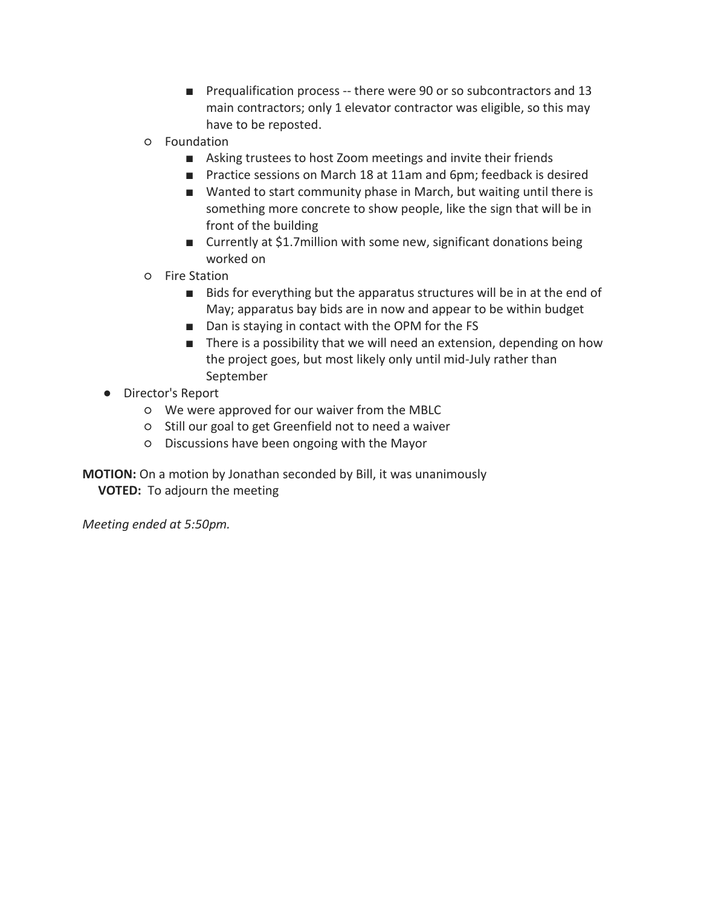- Prequalification process -- there were 90 or so subcontractors and 13 main contractors; only 1 elevator contractor was eligible, so this may have to be reposted.
    - Foundation
        - Asking trustees to host Zoom meetings and invite their friends
        - Practice sessions on March 18 at 11am and 6pm; feedback is desired
        - Wanted to start community phase in March, but waiting until there is something more concrete to show people, like the sign that will be in front of the building
        - Currently at $1.7million with some new, significant donations being worked on
    - Fire Station
        - Bids for everything but the apparatus structures will be in at the end of May; apparatus bay bids are in now and appear to be within budget
        - Dan is staying in contact with the OPM for the FS
        - There is a possibility that we will need an extension, depending on how the project goes, but most likely only until mid-July rather than September
- Director's Report
    - We were approved for our waiver from the MBLC
    - Still our goal to get Greenfield not to need a waiver
    - Discussions have been ongoing with the Mayor

**MOTION:** On a motion by Jonathan seconded by Bill, it was unanimously
**VOTED:** To adjourn the meeting

*Meeting ended at 5:50pm.*